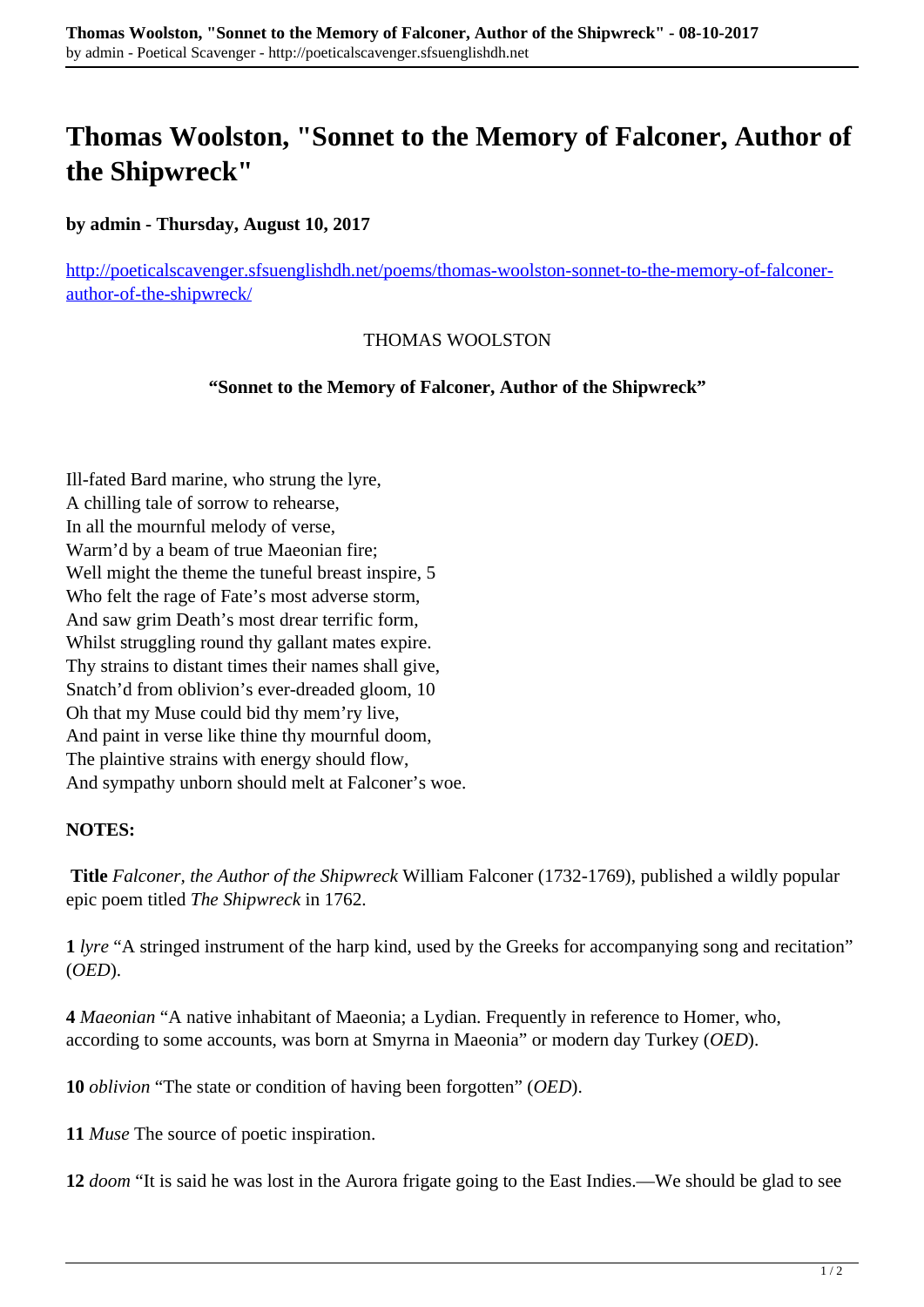# Thomas Woolston, "Sonnet to the Memory of Falconer, Author of the Shipwreck"

**by admin - Thursday, August 10, 2017**

http://poeticalscavenger.sfsuenglishdh.net/poems/thomas-woolston-sonnet-to-the-memory-of-falconer-author-of-the-shipwreck/

THOMAS WOOLSTON

**"Sonnet to the Memory of Falconer, Author of the Shipwreck"**

Ill-fated Bard marine, who strung the lyre,
A chilling tale of sorrow to rehearse,
In all the mournful melody of verse,
Warm'd by a beam of true Maeonian fire;
Well might the theme the tuneful breast inspire, 5
Who felt the rage of Fate's most adverse storm,
And saw grim Death's most drear terrific form,
Whilst struggling round thy gallant mates expire.
Thy strains to distant times their names shall give,
Snatch'd from oblivion's ever-dreaded gloom, 10
Oh that my Muse could bid thy mem'ry live,
And paint in verse like thine thy mournful doom,
The plaintive strains with energy should flow,
And sympathy unborn should melt at Falconer's woe.

**NOTES:**

**Title** *Falconer, the Author of the Shipwreck* William Falconer (1732-1769), published a wildly popular epic poem titled *The Shipwreck* in 1762.

**1** *lyre* "A stringed instrument of the harp kind, used by the Greeks for accompanying song and recitation" (*OED*).

**4** *Maeonian* "A native inhabitant of Maeonia; a Lydian. Frequently in reference to Homer, who, according to some accounts, was born at Smyrna in Maeonia" or modern day Turkey (*OED*).

**10** *oblivion* "The state or condition of having been forgotten" (*OED*).

**11** *Muse* The source of poetic inspiration.

**12** *doom* "It is said he was lost in the Aurora frigate going to the East Indies.—We should be glad to see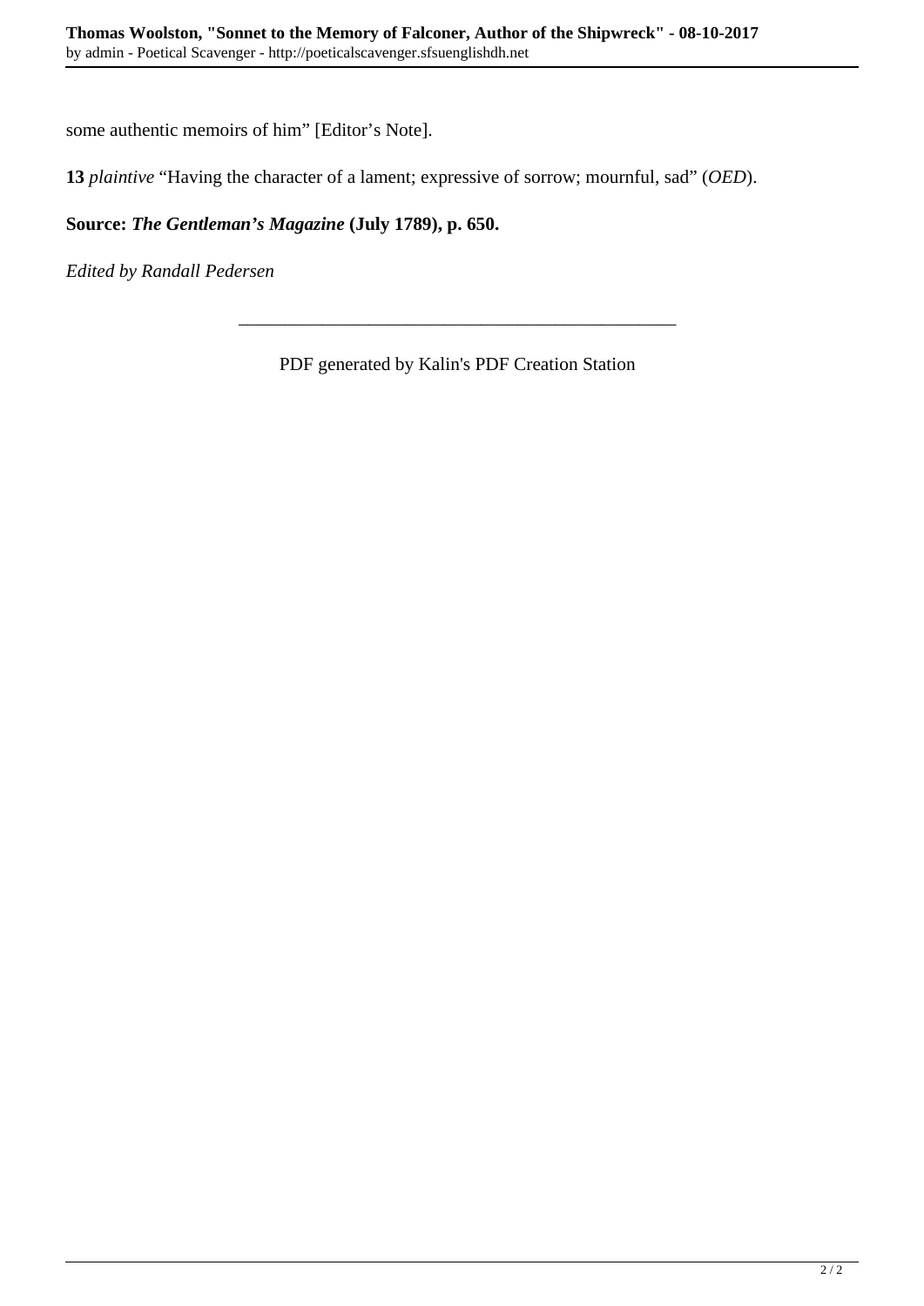some authentic memoirs of him" [Editor's Note].

**13** *plaintive* "Having the character of a lament; expressive of sorrow; mournful, sad" (*OED*).

**Source:** ***The Gentleman's Magazine*** **(July 1789), p. 650.**

*Edited by Randall Pedersen*

---

PDF generated by Kalin's PDF Creation Station